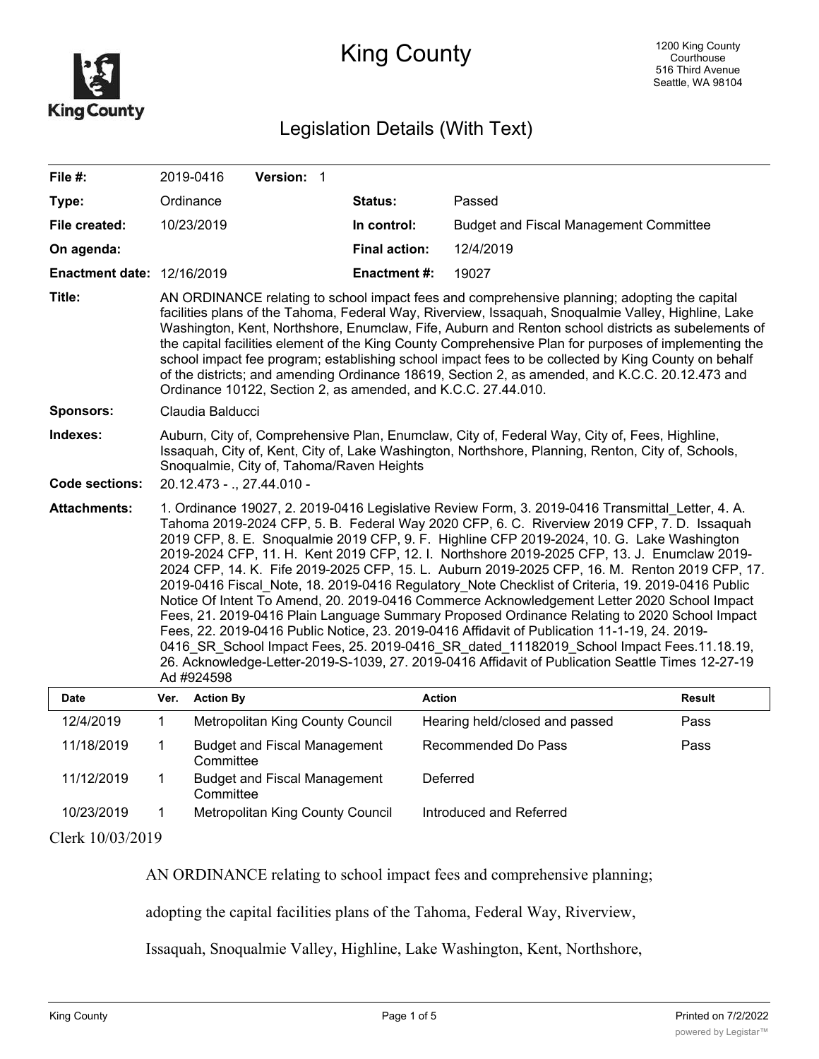# King County

1200 King County Courthouse
516 Third Avenue
Seattle, WA 98104

## Legislation Details (With Text)

| | | | |
|---|---|---|---|
| **File #:** | 2019-0416 **Version:** 1 | | |
| **Type:** | Ordinance | **Status:** | Passed |
| **File created:** | 10/23/2019 | **In control:** | Budget and Fiscal Management Committee |
| **On agenda:** | | **Final action:** | 12/4/2019 |
| **Enactment date:** | 12/16/2019 | **Enactment #:** | 19027 |

**Title:** AN ORDINANCE relating to school impact fees and comprehensive planning; adopting the capital facilities plans of the Tahoma, Federal Way, Riverview, Issaquah, Snoqualmie Valley, Highline, Lake Washington, Kent, Northshore, Enumclaw, Fife, Auburn and Renton school districts as subelements of the capital facilities element of the King County Comprehensive Plan for purposes of implementing the school impact fee program; establishing school impact fees to be collected by King County on behalf of the districts; and amending Ordinance 18619, Section 2, as amended, and K.C.C. 20.12.473 and Ordinance 10122, Section 2, as amended, and K.C.C. 27.44.010.

**Sponsors:** Claudia Balducci

**Indexes:** Auburn, City of, Comprehensive Plan, Enumclaw, City of, Federal Way, City of, Fees, Highline, Issaquah, City of, Kent, City of, Lake Washington, Northshore, Planning, Renton, City of, Schools, Snoqualmie, City of, Tahoma/Raven Heights

**Code sections:** 20.12.473 - ., 27.44.010 -

**Attachments:** 1. Ordinance 19027, 2. 2019-0416 Legislative Review Form, 3. 2019-0416 Transmittal_Letter, 4. A. Tahoma 2019-2024 CFP, 5. B. Federal Way 2020 CFP, 6. C. Riverview 2019 CFP, 7. D. Issaquah 2019 CFP, 8. E. Snoqualmie 2019 CFP, 9. F. Highline CFP 2019-2024, 10. G. Lake Washington 2019-2024 CFP, 11. H. Kent 2019 CFP, 12. I. Northshore 2019-2025 CFP, 13. J. Enumclaw 2019-2024 CFP, 14. K. Fife 2019-2025 CFP, 15. L. Auburn 2019-2025 CFP, 16. M. Renton 2019 CFP, 17. 2019-0416 Fiscal_Note, 18. 2019-0416 Regulatory_Note Checklist of Criteria, 19. 2019-0416 Public Notice Of Intent To Amend, 20. 2019-0416 Commerce Acknowledgement Letter 2020 School Impact Fees, 21. 2019-0416 Plain Language Summary Proposed Ordinance Relating to 2020 School Impact Fees, 22. 2019-0416 Public Notice, 23. 2019-0416 Affidavit of Publication 11-1-19, 24. 2019-0416_SR_School Impact Fees, 25. 2019-0416_SR_dated_11182019_School Impact Fees.11.18.19, 26. Acknowledge-Letter-2019-S-1039, 27. 2019-0416 Affidavit of Publication Seattle Times 12-27-19 Ad #924598

| Date | Ver. | Action By | Action | Result |
|---|---|---|---|---|
| 12/4/2019 | 1 | Metropolitan King County Council | Hearing held/closed and passed | Pass |
| 11/18/2019 | 1 | Budget and Fiscal Management Committee | Recommended Do Pass | Pass |
| 11/12/2019 | 1 | Budget and Fiscal Management Committee | Deferred | |
| 10/23/2019 | 1 | Metropolitan King County Council | Introduced and Referred | |

Clerk 10/03/2019

AN ORDINANCE relating to school impact fees and comprehensive planning; adopting the capital facilities plans of the Tahoma, Federal Way, Riverview, Issaquah, Snoqualmie Valley, Highline, Lake Washington, Kent, Northshore,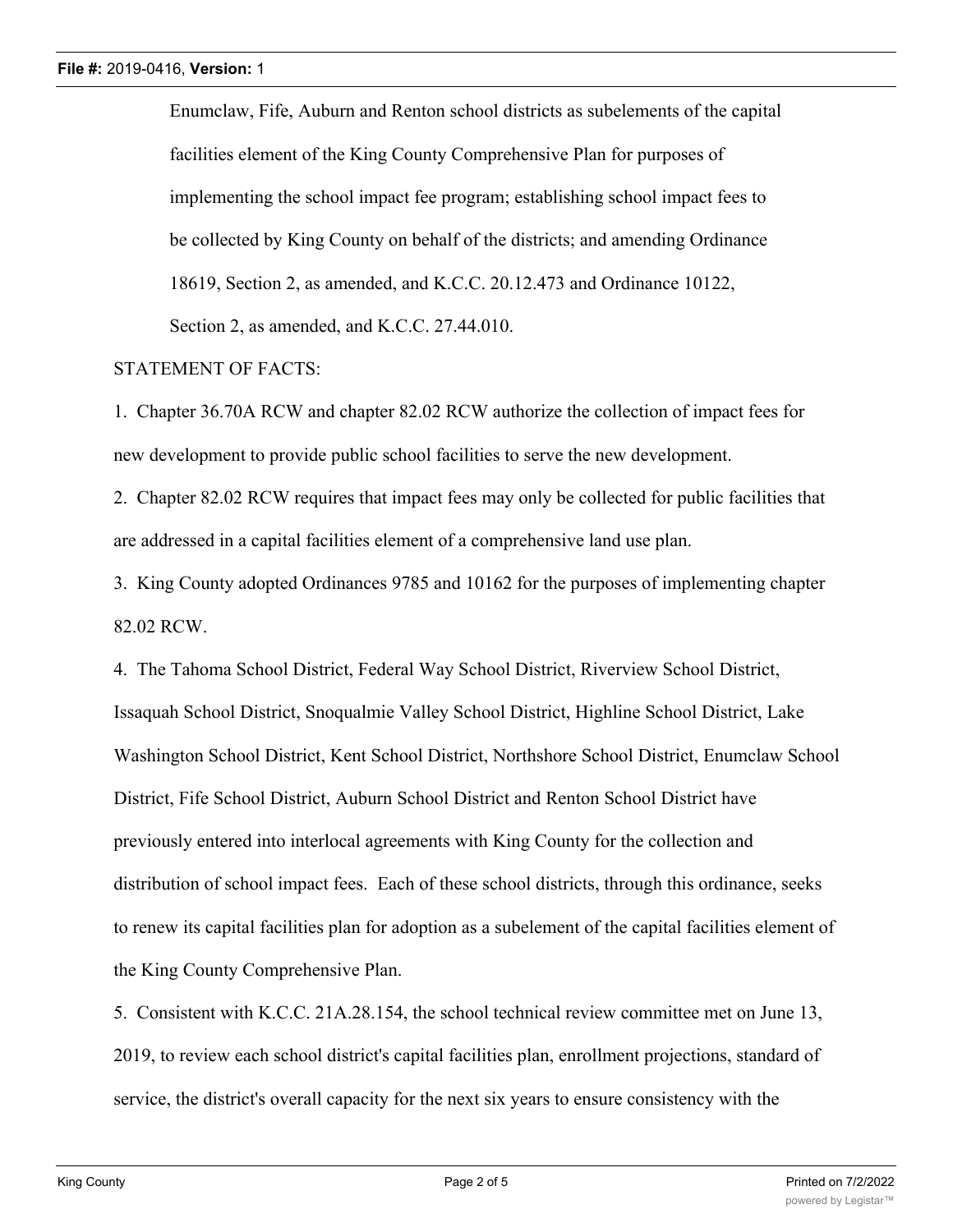Enumclaw, Fife, Auburn and Renton school districts as subelements of the capital facilities element of the King County Comprehensive Plan for purposes of implementing the school impact fee program; establishing school impact fees to be collected by King County on behalf of the districts; and amending Ordinance 18619, Section 2, as amended, and K.C.C. 20.12.473 and Ordinance 10122, Section 2, as amended, and K.C.C. 27.44.010.

STATEMENT OF FACTS:

1. Chapter 36.70A RCW and chapter 82.02 RCW authorize the collection of impact fees for new development to provide public school facilities to serve the new development.

2. Chapter 82.02 RCW requires that impact fees may only be collected for public facilities that are addressed in a capital facilities element of a comprehensive land use plan.

3. King County adopted Ordinances 9785 and 10162 for the purposes of implementing chapter 82.02 RCW.

4. The Tahoma School District, Federal Way School District, Riverview School District, Issaquah School District, Snoqualmie Valley School District, Highline School District, Lake Washington School District, Kent School District, Northshore School District, Enumclaw School District, Fife School District, Auburn School District and Renton School District have previously entered into interlocal agreements with King County for the collection and distribution of school impact fees. Each of these school districts, through this ordinance, seeks to renew its capital facilities plan for adoption as a subelement of the capital facilities element of the King County Comprehensive Plan.

5. Consistent with K.C.C. 21A.28.154, the school technical review committee met on June 13, 2019, to review each school district's capital facilities plan, enrollment projections, standard of service, the district's overall capacity for the next six years to ensure consistency with the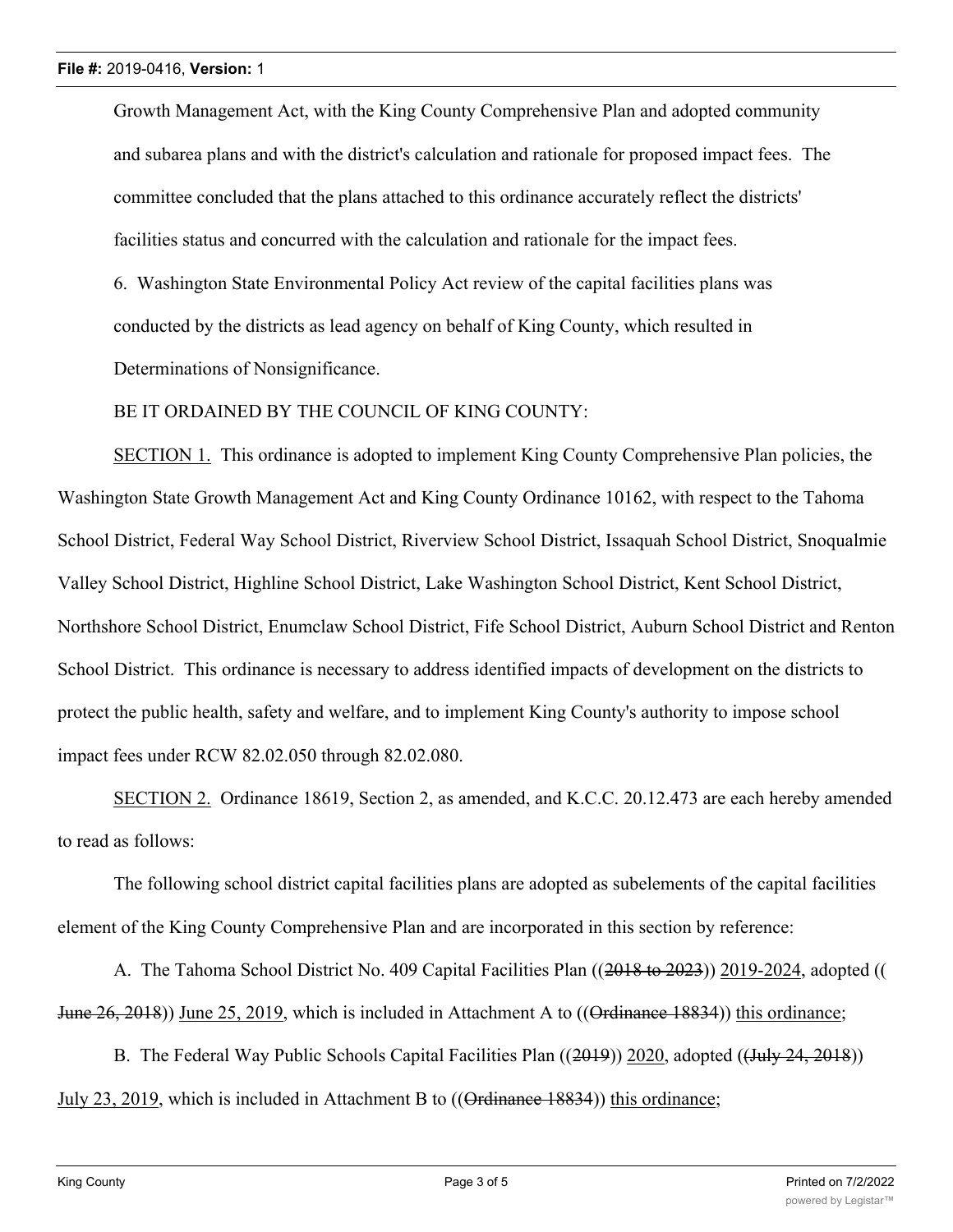Growth Management Act, with the King County Comprehensive Plan and adopted community and subarea plans and with the district's calculation and rationale for proposed impact fees. The committee concluded that the plans attached to this ordinance accurately reflect the districts' facilities status and concurred with the calculation and rationale for the impact fees.

6. Washington State Environmental Policy Act review of the capital facilities plans was conducted by the districts as lead agency on behalf of King County, which resulted in Determinations of Nonsignificance.

BE IT ORDAINED BY THE COUNCIL OF KING COUNTY:

SECTION 1. This ordinance is adopted to implement King County Comprehensive Plan policies, the Washington State Growth Management Act and King County Ordinance 10162, with respect to the Tahoma School District, Federal Way School District, Riverview School District, Issaquah School District, Snoqualmie Valley School District, Highline School District, Lake Washington School District, Kent School District, Northshore School District, Enumclaw School District, Fife School District, Auburn School District and Renton School District. This ordinance is necessary to address identified impacts of development on the districts to protect the public health, safety and welfare, and to implement King County's authority to impose school impact fees under RCW 82.02.050 through 82.02.080.

SECTION 2. Ordinance 18619, Section 2, as amended, and K.C.C. 20.12.473 are each hereby amended to read as follows:

The following school district capital facilities plans are adopted as subelements of the capital facilities element of the King County Comprehensive Plan and are incorporated in this section by reference:

A. The Tahoma School District No. 409 Capital Facilities Plan ((~~2018 to 2023~~)) 2019-2024, adopted ((~~June 26, 2018~~)) June 25, 2019, which is included in Attachment A to ((~~Ordinance 18834~~)) this ordinance;

B. The Federal Way Public Schools Capital Facilities Plan ((~~2019~~)) 2020, adopted ((~~(July 24, 2018~~)) July 23, 2019, which is included in Attachment B to ((~~Ordinance 18834~~)) this ordinance;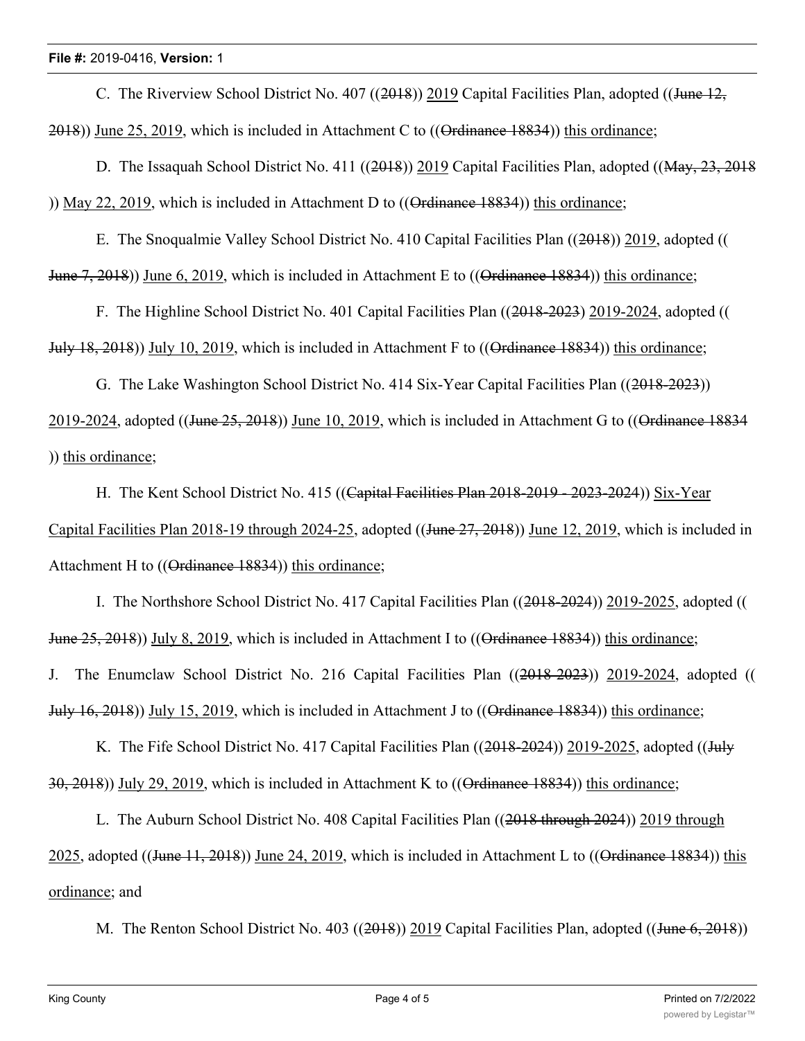C. The Riverview School District No. 407 ((~~2018~~)) <u>2019</u> Capital Facilities Plan, adopted ((~~June 12, 2018~~)) <u>June 25, 2019</u>, which is included in Attachment C to ((~~Ordinance 18834~~)) <u>this ordinance</u>;

D. The Issaquah School District No. 411 ((~~2018~~)) <u>2019</u> Capital Facilities Plan, adopted ((~~May, 23, 2018~~ )) <u>May 22, 2019</u>, which is included in Attachment D to ((~~Ordinance 18834~~)) <u>this ordinance</u>;

E. The Snoqualmie Valley School District No. 410 Capital Facilities Plan ((~~2018~~)) <u>2019</u>, adopted (( ~~June 7, 2018~~)) <u>June 6, 2019</u>, which is included in Attachment E to ((~~Ordinance 18834~~)) <u>this ordinance</u>;

F. The Highline School District No. 401 Capital Facilities Plan ((~~2018-2023~~) <u>2019-2024</u>, adopted (( ~~July 18, 2018~~)) <u>July 10, 2019</u>, which is included in Attachment F to ((~~Ordinance 18834~~)) <u>this ordinance</u>;

G. The Lake Washington School District No. 414 Six-Year Capital Facilities Plan ((~~2018-2023~~)) <u>2019-2024</u>, adopted ((~~June 25, 2018~~)) <u>June 10, 2019</u>, which is included in Attachment G to ((~~Ordinance 18834~~ )) <u>this ordinance</u>;

H. The Kent School District No. 415 ((~~Capital Facilities Plan 2018-2019 - 2023-2024~~)) <u>Six-Year Capital Facilities Plan 2018-19 through 2024-25</u>, adopted ((~~June 27, 2018~~)) <u>June 12, 2019</u>, which is included in Attachment H to ((~~Ordinance 18834~~)) <u>this ordinance</u>;

I. The Northshore School District No. 417 Capital Facilities Plan ((~~2018-2024~~)) <u>2019-2025</u>, adopted (( ~~June 25, 2018~~)) <u>July 8, 2019</u>, which is included in Attachment I to ((~~Ordinance 18834~~)) <u>this ordinance</u>;

J. The Enumclaw School District No. 216 Capital Facilities Plan ((~~2018-2023~~)) <u>2019-2024</u>, adopted (( ~~July 16, 2018~~)) <u>July 15, 2019</u>, which is included in Attachment J to ((~~Ordinance 18834~~)) <u>this ordinance</u>;

K. The Fife School District No. 417 Capital Facilities Plan ((~~2018-2024~~)) <u>2019-2025</u>, adopted ((~~July 30, 2018~~)) <u>July 29, 2019</u>, which is included in Attachment K to ((~~Ordinance 18834~~)) <u>this ordinance</u>;

L. The Auburn School District No. 408 Capital Facilities Plan ((~~2018 through 2024~~)) <u>2019 through 2025</u>, adopted ((~~June 11, 2018~~)) <u>June 24, 2019</u>, which is included in Attachment L to ((~~Ordinance 18834~~)) <u>this ordinance</u>; and

M. The Renton School District No. 403 ((~~2018~~)) <u>2019</u> Capital Facilities Plan, adopted ((~~June 6, 2018~~))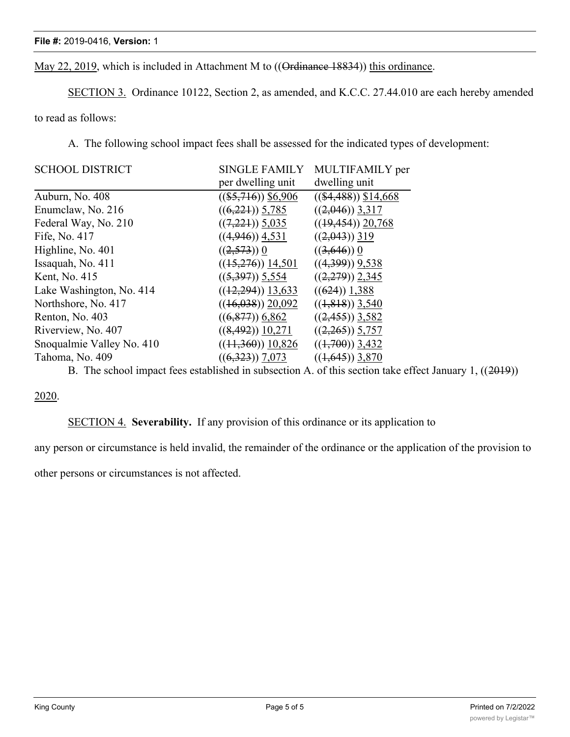May 22, 2019, which is included in Attachment M to ((~~Ordinance 18834~~)) this ordinance.

SECTION 3. Ordinance 10122, Section 2, as amended, and K.C.C. 27.44.010 are each hereby amended to read as follows:

A. The following school impact fees shall be assessed for the indicated types of development:

| SCHOOL DISTRICT | SINGLE FAMILY per dwelling unit | MULTIFAMILY per dwelling unit |
|---|---|---|
| Auburn, No. 408 | ((~~$5,716~~)) $6,906 | ((~~$4,488~~)) $14,668 |
| Enumclaw, No. 216 | ((~~6,221~~)) 5,785 | ((~~2,046~~)) 3,317 |
| Federal Way, No. 210 | ((~~7,221~~)) 5,035 | ((~~19,454~~)) 20,768 |
| Fife, No. 417 | ((~~4,946~~)) 4,531 | ((~~2,043~~)) 319 |
| Highline, No. 401 | ((~~2,573~~)) 0 | ((~~3,646~~)) 0 |
| Issaquah, No. 411 | ((~~15,276~~)) 14,501 | ((~~4,399~~)) 9,538 |
| Kent, No. 415 | ((~~5,397~~)) 5,554 | ((~~2,279~~)) 2,345 |
| Lake Washington, No. 414 | ((~~12,294~~)) 13,633 | ((~~624~~)) 1,388 |
| Northshore, No. 417 | ((~~16,038~~)) 20,092 | ((~~1,818~~)) 3,540 |
| Renton, No. 403 | ((~~6,877~~)) 6,862 | ((~~2,455~~)) 3,582 |
| Riverview, No. 407 | ((~~8,492~~)) 10,271 | ((~~2,265~~)) 5,757 |
| Snoqualmie Valley No. 410 | ((~~11,360~~)) 10,826 | ((~~1,700~~)) 3,432 |
| Tahoma, No. 409 | ((~~6,323~~)) 7,073 | ((~~1,645~~)) 3,870 |

B. The school impact fees established in subsection A. of this section take effect January 1, ((~~2019~~)) 2020.

SECTION 4. **Severability.** If any provision of this ordinance or its application to any person or circumstance is held invalid, the remainder of the ordinance or the application of the provision to other persons or circumstances is not affected.